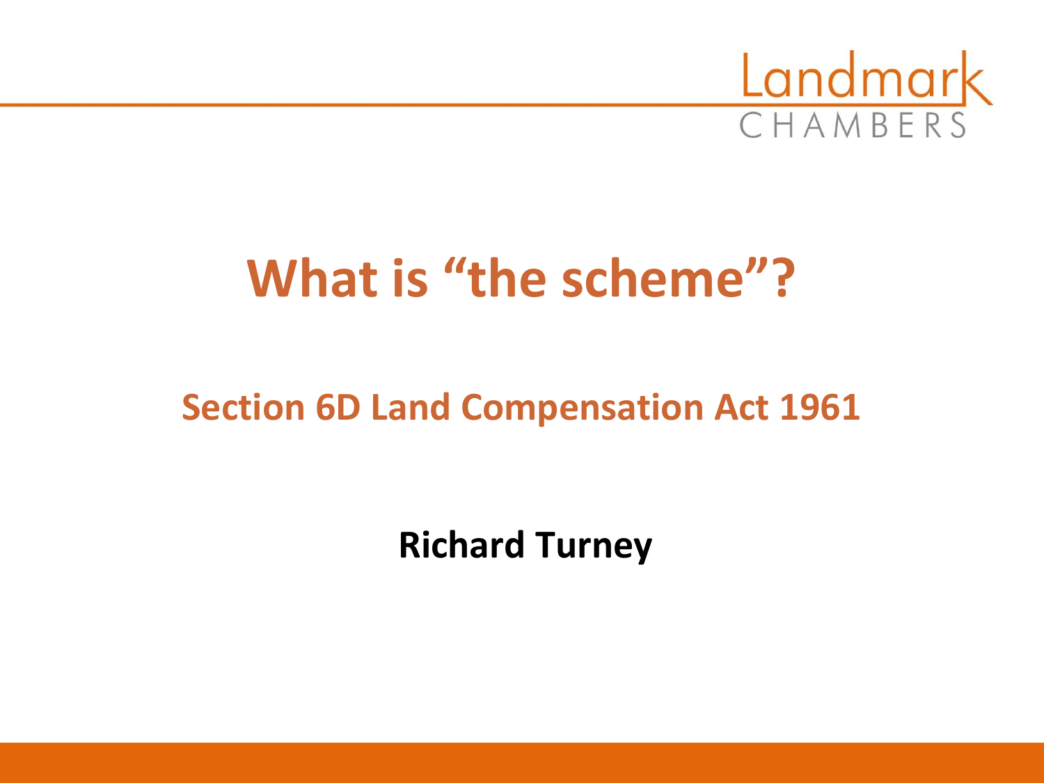Landmark CHAMBERS

# What is "the scheme"?

## Section 6D Land Compensation Act 1961

**Richard Turney**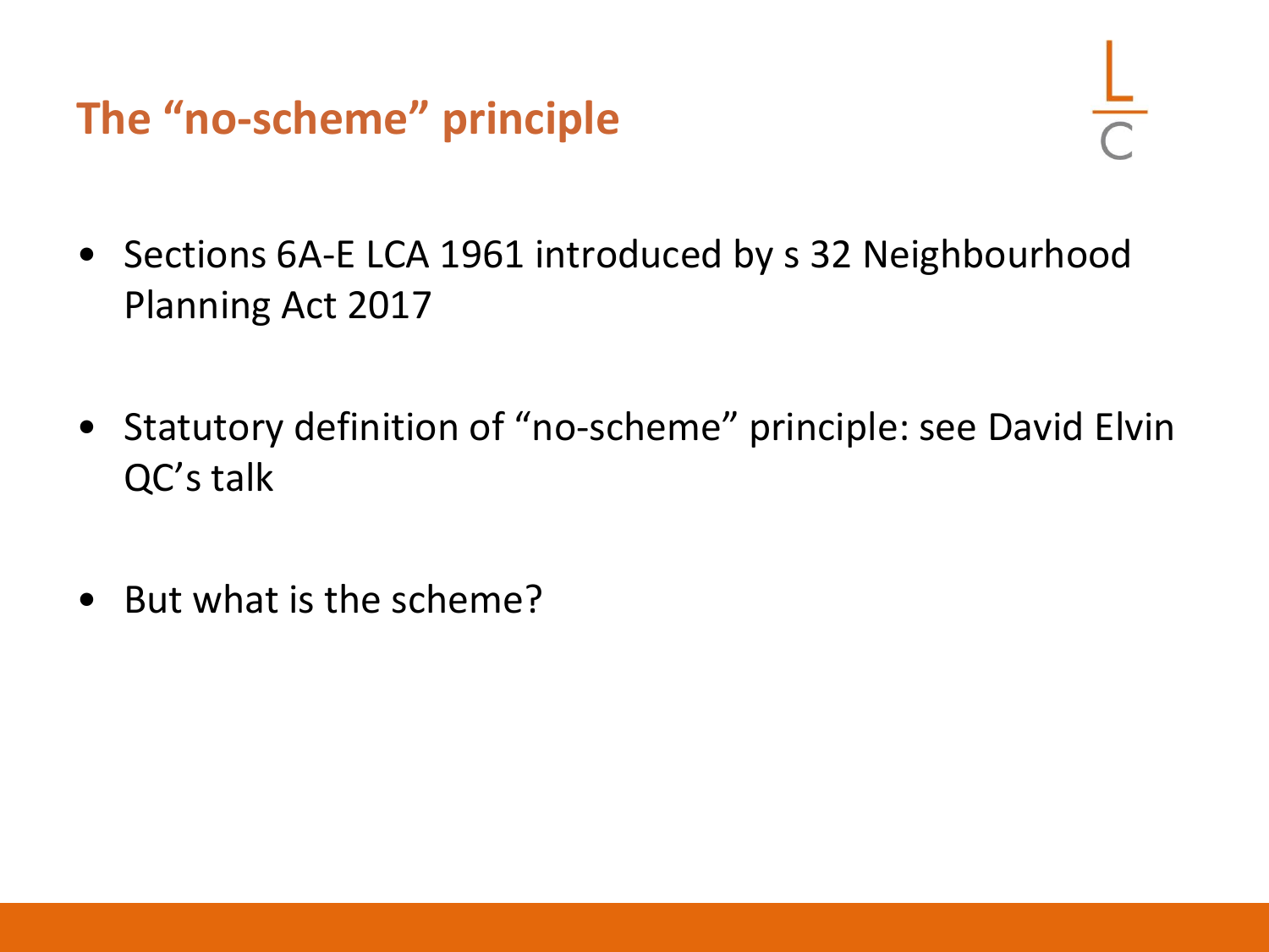# The "no-scheme" principle

- Sections 6A-E LCA 1961 introduced by s 32 Neighbourhood Planning Act 2017

- Statutory definition of "no-scheme" principle: see David Elvin QC's talk

- But what is the scheme?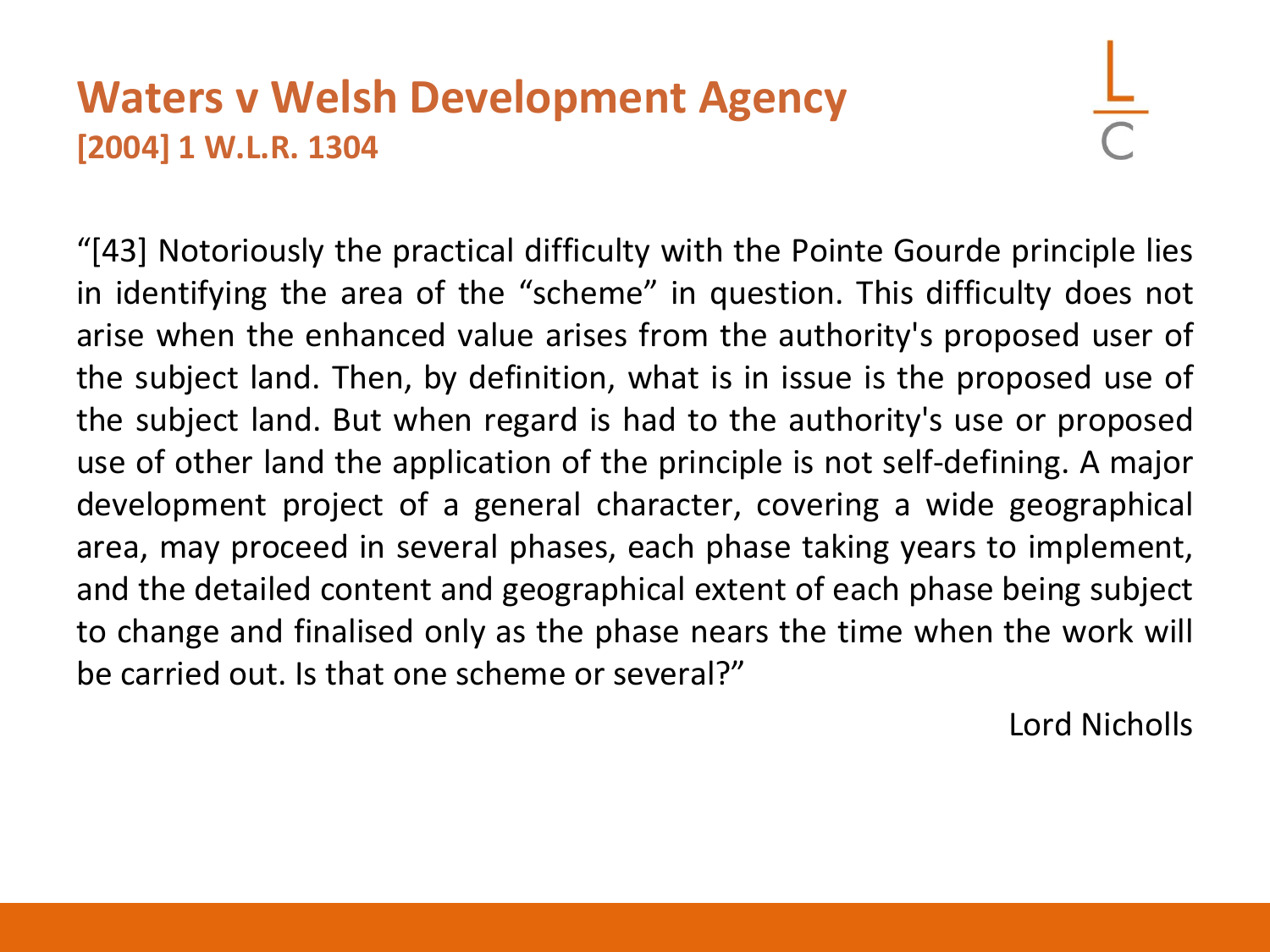# Waters v Welsh Development Agency

**[2004] 1 W.L.R. 1304**

"[43] Notoriously the practical difficulty with the Pointe Gourde principle lies in identifying the area of the "scheme" in question. This difficulty does not arise when the enhanced value arises from the authority's proposed user of the subject land. Then, by definition, what is in issue is the proposed use of the subject land. But when regard is had to the authority's use or proposed use of other land the application of the principle is not self-defining. A major development project of a general character, covering a wide geographical area, may proceed in several phases, each phase taking years to implement, and the detailed content and geographical extent of each phase being subject to change and finalised only as the phase nears the time when the work will be carried out. Is that one scheme or several?"

Lord Nicholls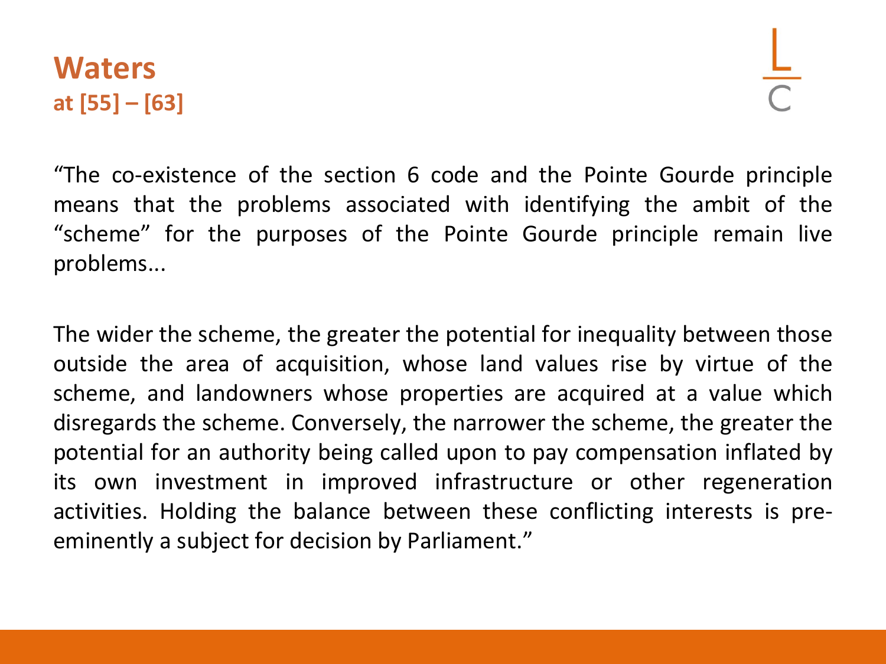# Waters

**at [55] – [63]**

"The co-existence of the section 6 code and the Pointe Gourde principle means that the problems associated with identifying the ambit of the "scheme" for the purposes of the Pointe Gourde principle remain live problems...

The wider the scheme, the greater the potential for inequality between those outside the area of acquisition, whose land values rise by virtue of the scheme, and landowners whose properties are acquired at a value which disregards the scheme. Conversely, the narrower the scheme, the greater the potential for an authority being called upon to pay compensation inflated by its own investment in improved infrastructure or other regeneration activities. Holding the balance between these conflicting interests is pre-eminently a subject for decision by Parliament."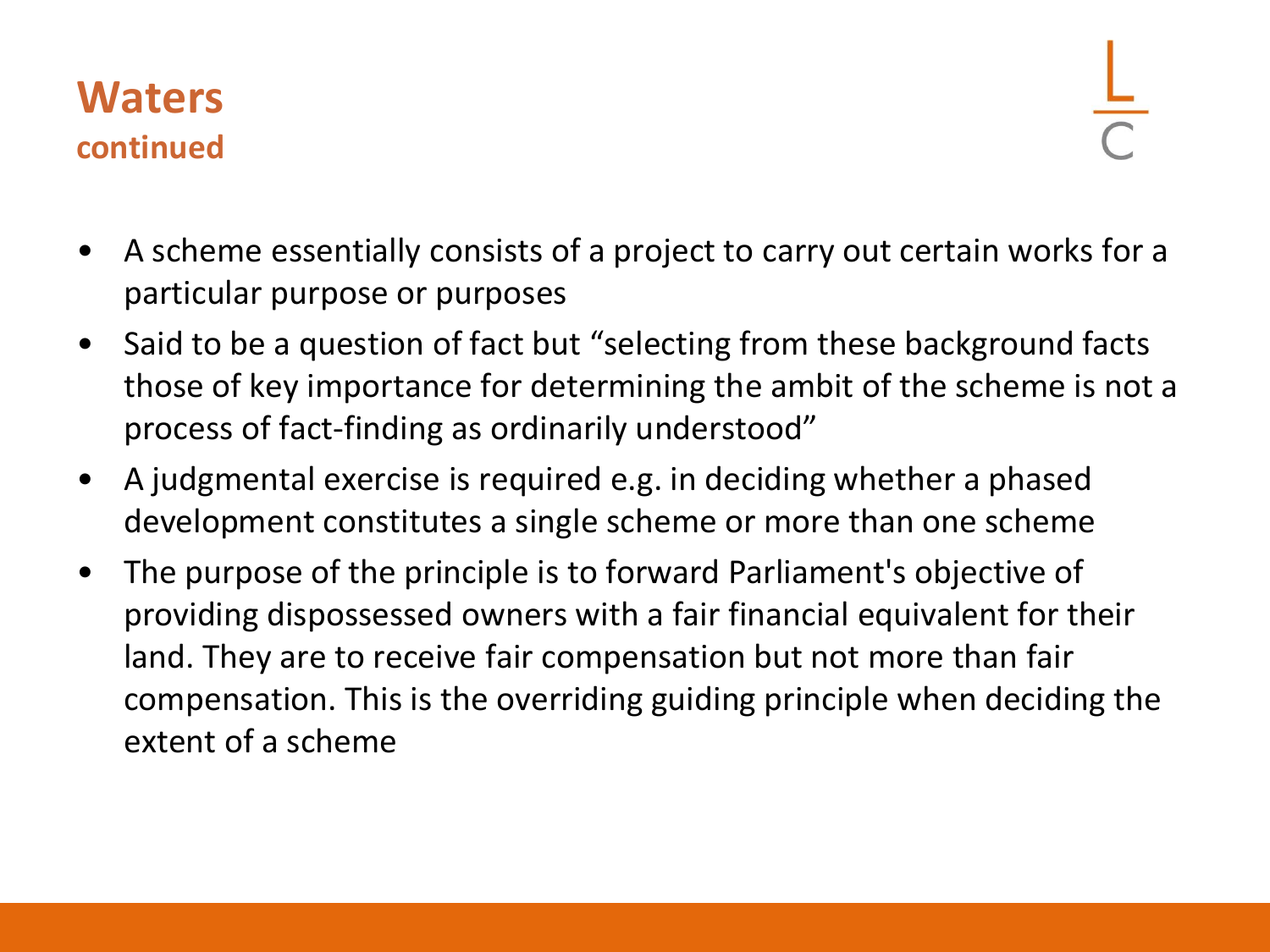# Waters

## continued

- A scheme essentially consists of a project to carry out certain works for a particular purpose or purposes
- Said to be a question of fact but "selecting from these background facts those of key importance for determining the ambit of the scheme is not a process of fact-finding as ordinarily understood"
- A judgmental exercise is required e.g. in deciding whether a phased development constitutes a single scheme or more than one scheme
- The purpose of the principle is to forward Parliament's objective of providing dispossessed owners with a fair financial equivalent for their land. They are to receive fair compensation but not more than fair compensation. This is the overriding guiding principle when deciding the extent of a scheme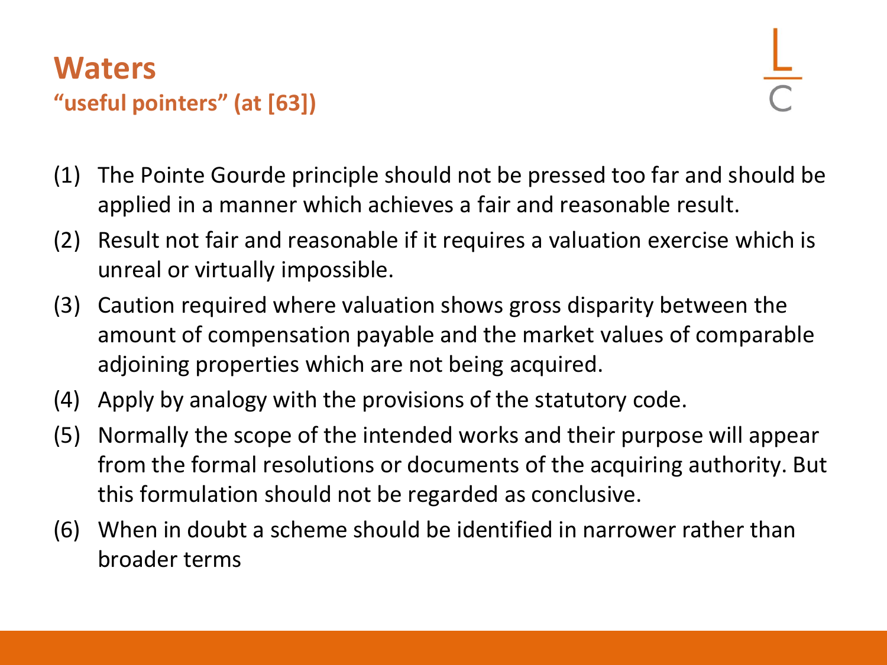# Waters

## "useful pointers" (at [63])

(1) The Pointe Gourde principle should not be pressed too far and should be applied in a manner which achieves a fair and reasonable result.

(2) Result not fair and reasonable if it requires a valuation exercise which is unreal or virtually impossible.

(3) Caution required where valuation shows gross disparity between the amount of compensation payable and the market values of comparable adjoining properties which are not being acquired.

(4) Apply by analogy with the provisions of the statutory code.

(5) Normally the scope of the intended works and their purpose will appear from the formal resolutions or documents of the acquiring authority. But this formulation should not be regarded as conclusive.

(6) When in doubt a scheme should be identified in narrower rather than broader terms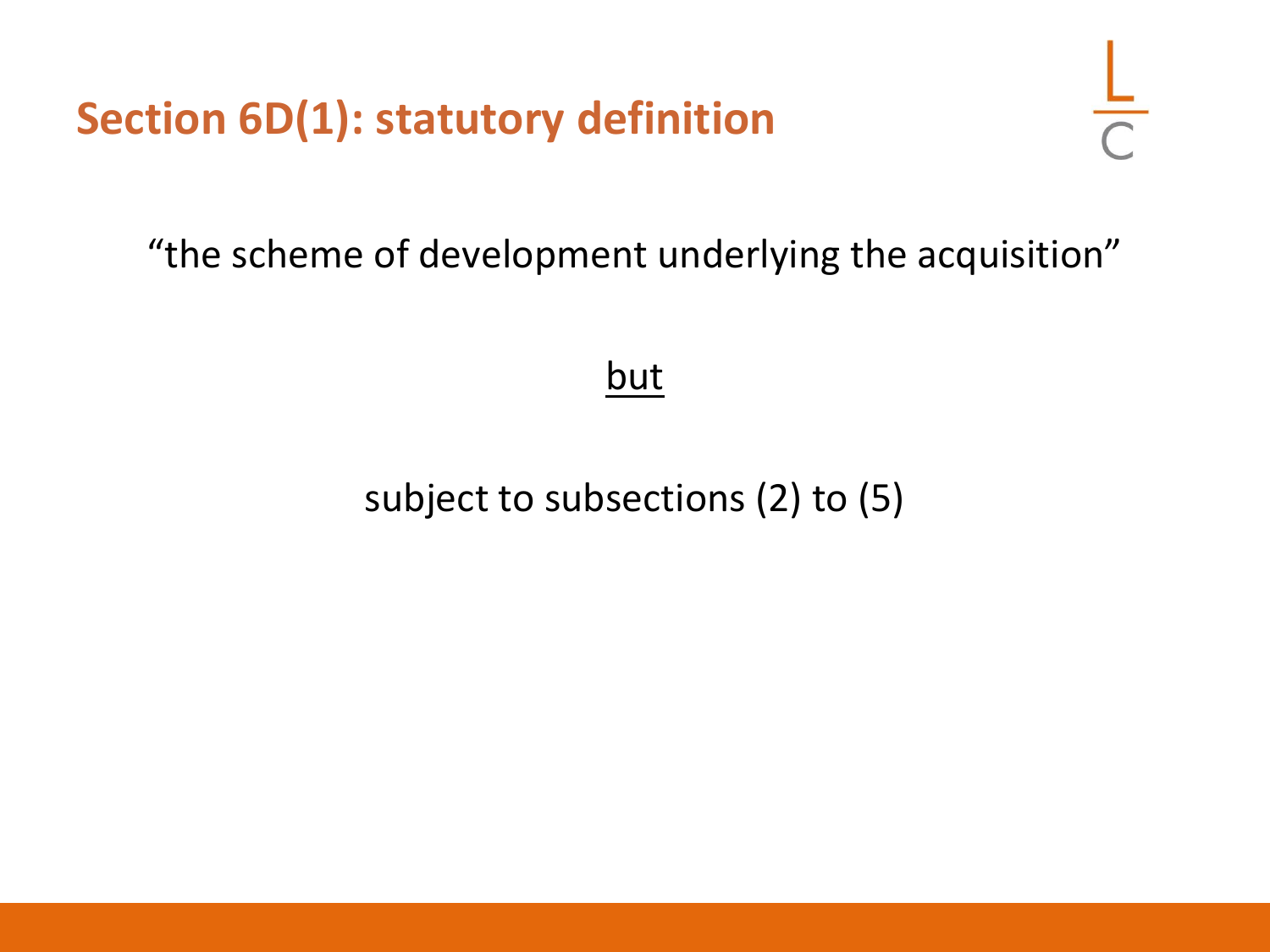# Section 6D(1): statutory definition

"the scheme of development underlying the acquisition"

<u>but</u>

subject to subsections (2) to (5)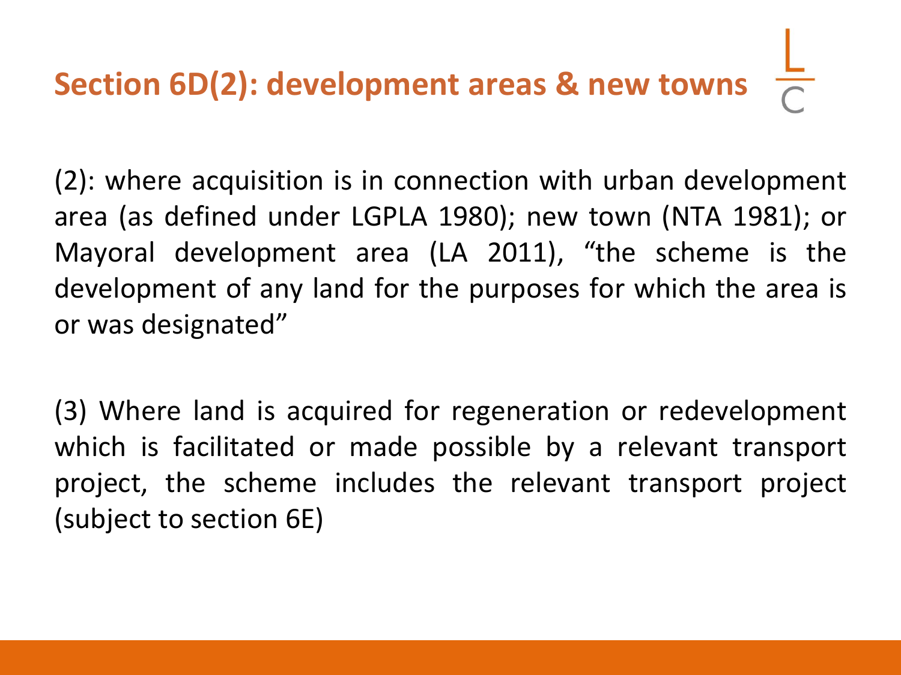# Section 6D(2): development areas & new towns

(2): where acquisition is in connection with urban development area (as defined under LGPLA 1980); new town (NTA 1981); or Mayoral development area (LA 2011), "the scheme is the development of any land for the purposes for which the area is or was designated"

(3) Where land is acquired for regeneration or redevelopment which is facilitated or made possible by a relevant transport project, the scheme includes the relevant transport project (subject to section 6E)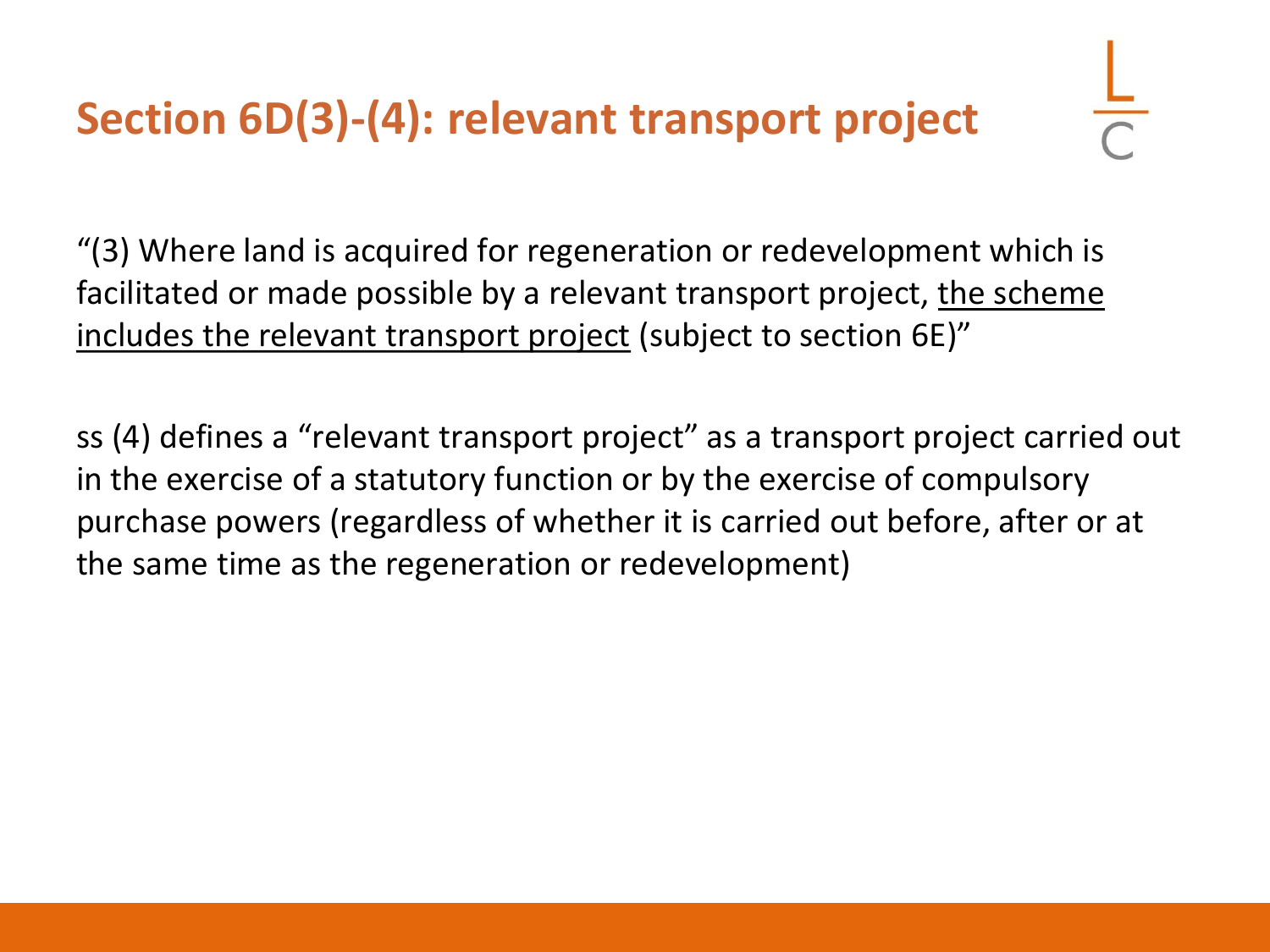# Section 6D(3)-(4): relevant transport project

"(3) Where land is acquired for regeneration or redevelopment which is facilitated or made possible by a relevant transport project, <u>the scheme includes the relevant transport project</u> (subject to section 6E)"

ss (4) defines a "relevant transport project" as a transport project carried out in the exercise of a statutory function or by the exercise of compulsory purchase powers (regardless of whether it is carried out before, after or at the same time as the regeneration or redevelopment)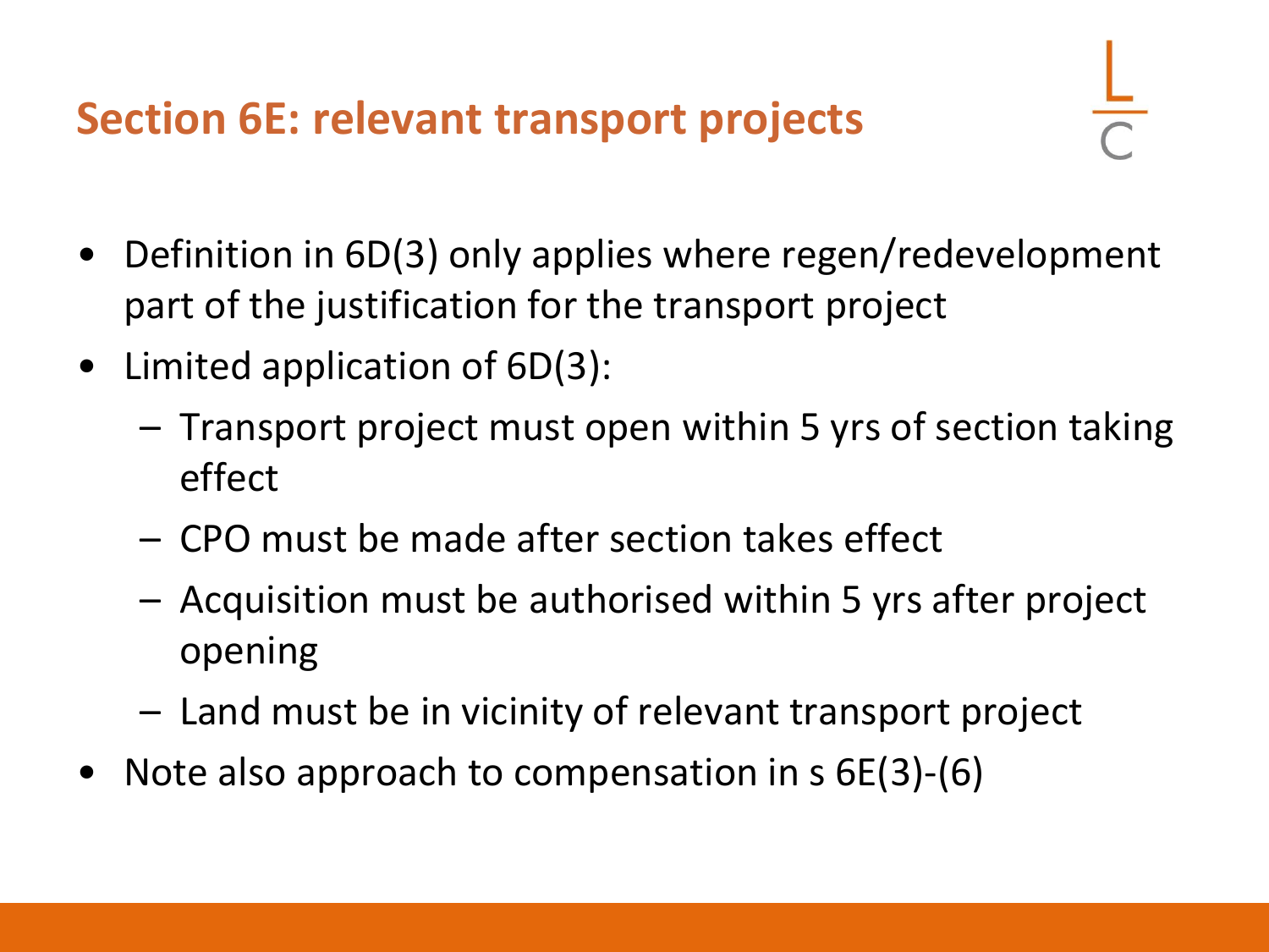## Section 6E: relevant transport projects

- Definition in 6D(3) only applies where regen/redevelopment part of the justification for the transport project
- Limited application of 6D(3):
  - Transport project must open within 5 yrs of section taking effect
  - CPO must be made after section takes effect
  - Acquisition must be authorised within 5 yrs after project opening
  - Land must be in vicinity of relevant transport project
- Note also approach to compensation in s 6E(3)-(6)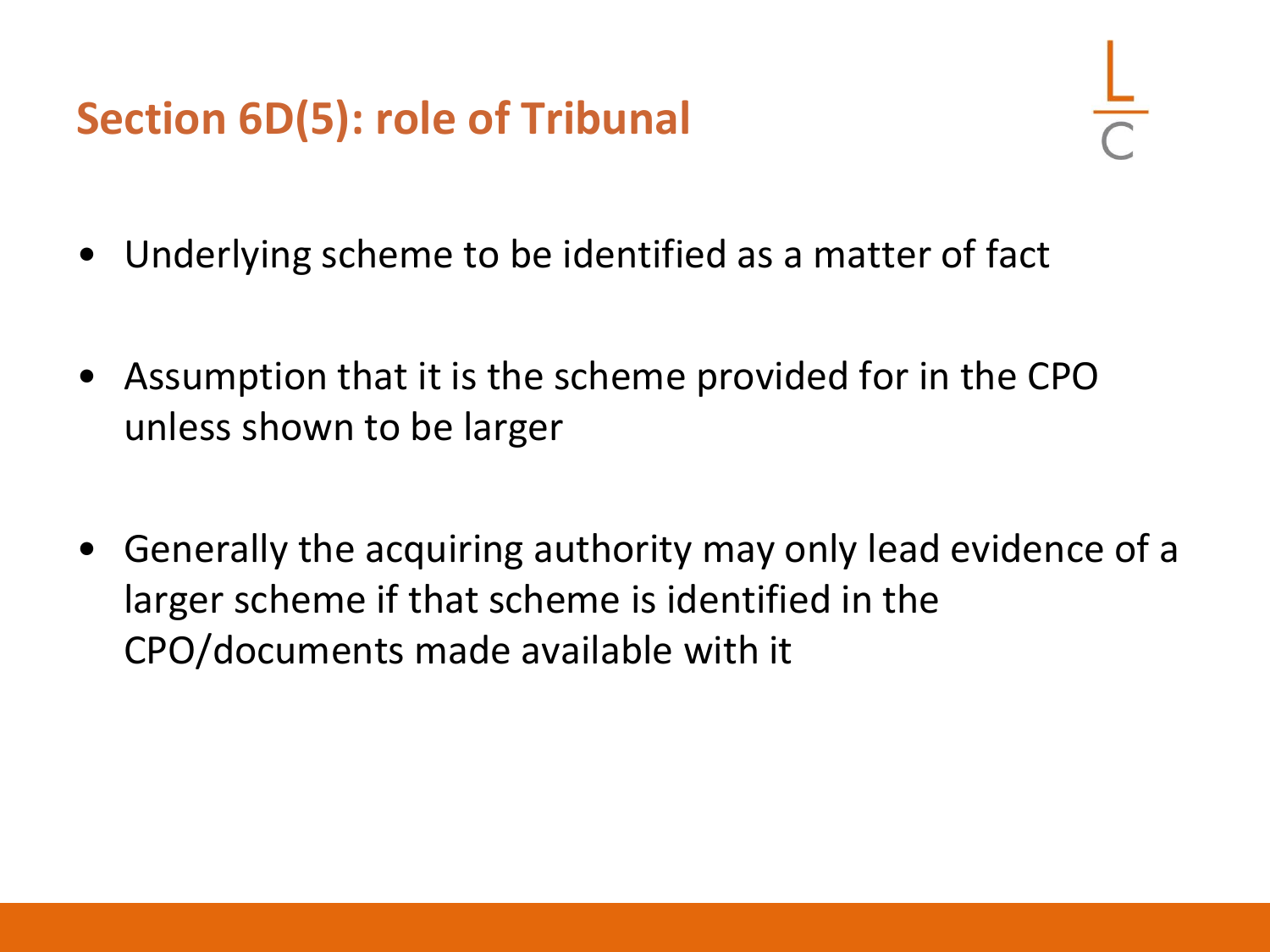## Section 6D(5): role of Tribunal

- Underlying scheme to be identified as a matter of fact
- Assumption that it is the scheme provided for in the CPO unless shown to be larger
- Generally the acquiring authority may only lead evidence of a larger scheme if that scheme is identified in the CPO/documents made available with it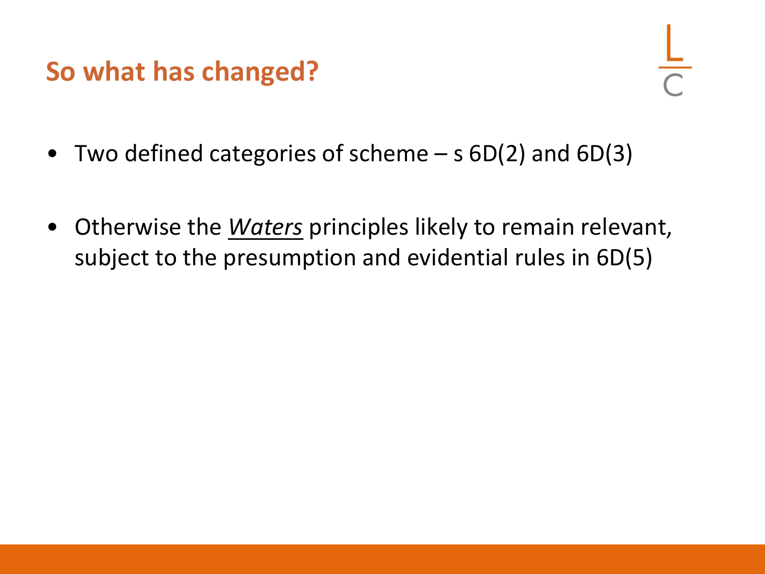## So what has changed?

- Two defined categories of scheme – s 6D(2) and 6D(3)
- Otherwise the *Waters* principles likely to remain relevant, subject to the presumption and evidential rules in 6D(5)